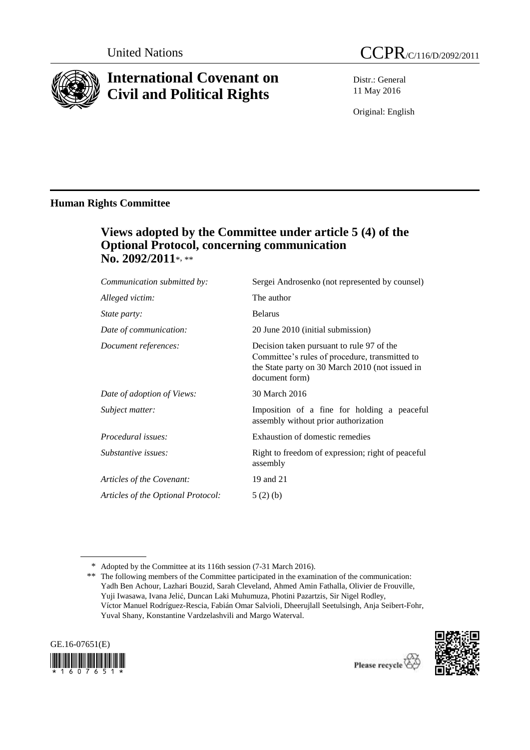United Nations

CCPR/C/116/D/2092/2011

# International Covenant on Civil and Political Rights

Distr.: General
11 May 2016

Original: English

## Human Rights Committee

### Views adopted by the Committee under article 5 (4) of the Optional Protocol, concerning communication No. 2092/2011*, **

| | |
|---|---|
| *Communication submitted by:* | Sergei Androsenko (not represented by counsel) |
| *Alleged victim:* | The author |
| *State party:* | Belarus |
| *Date of communication:* | 20 June 2010 (initial submission) |
| *Document references:* | Decision taken pursuant to rule 97 of the Committee's rules of procedure, transmitted to the State party on 30 March 2010 (not issued in document form) |
| *Date of adoption of Views:* | 30 March 2016 |
| *Subject matter:* | Imposition of a fine for holding a peaceful assembly without prior authorization |
| *Procedural issues:* | Exhaustion of domestic remedies |
| *Substantive issues:* | Right to freedom of expression; right of peaceful assembly |
| *Articles of the Covenant:* | 19 and 21 |
| *Articles of the Optional Protocol:* | 5 (2) (b) |

\* Adopted by the Committee at its 116th session (7-31 March 2016).

\*\* The following members of the Committee participated in the examination of the communication: Yadh Ben Achour, Lazhari Bouzid, Sarah Cleveland, Ahmed Amin Fathalla, Olivier de Frouville, Yuji Iwasawa, Ivana Jelić, Duncan Laki Muhumuza, Photini Pazartzis, Sir Nigel Rodley, Víctor Manuel Rodríguez-Rescia, Fabián Omar Salvioli, Dheerujlall Seetulsingh, Anja Seibert-Fohr, Yuval Shany, Konstantine Vardzelashvili and Margo Waterval.

GE.16-07651(E)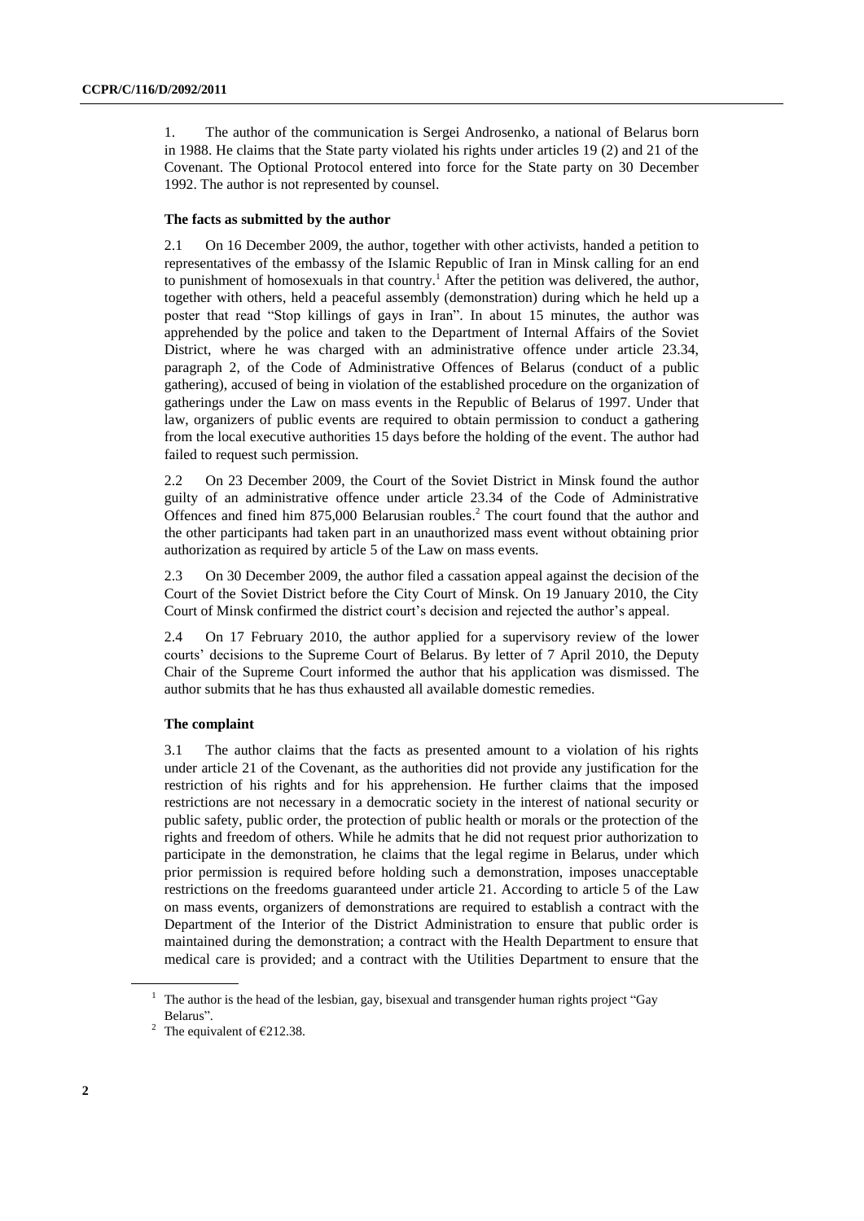1. The author of the communication is Sergei Androsenko, a national of Belarus born in 1988. He claims that the State party violated his rights under articles 19 (2) and 21 of the Covenant. The Optional Protocol entered into force for the State party on 30 December 1992. The author is not represented by counsel.

### The facts as submitted by the author

2.1 On 16 December 2009, the author, together with other activists, handed a petition to representatives of the embassy of the Islamic Republic of Iran in Minsk calling for an end to punishment of homosexuals in that country.[1] After the petition was delivered, the author, together with others, held a peaceful assembly (demonstration) during which he held up a poster that read "Stop killings of gays in Iran". In about 15 minutes, the author was apprehended by the police and taken to the Department of Internal Affairs of the Soviet District, where he was charged with an administrative offence under article 23.34, paragraph 2, of the Code of Administrative Offences of Belarus (conduct of a public gathering), accused of being in violation of the established procedure on the organization of gatherings under the Law on mass events in the Republic of Belarus of 1997. Under that law, organizers of public events are required to obtain permission to conduct a gathering from the local executive authorities 15 days before the holding of the event. The author had failed to request such permission.

2.2 On 23 December 2009, the Court of the Soviet District in Minsk found the author guilty of an administrative offence under article 23.34 of the Code of Administrative Offences and fined him 875,000 Belarusian roubles.[2] The court found that the author and the other participants had taken part in an unauthorized mass event without obtaining prior authorization as required by article 5 of the Law on mass events.

2.3 On 30 December 2009, the author filed a cassation appeal against the decision of the Court of the Soviet District before the City Court of Minsk. On 19 January 2010, the City Court of Minsk confirmed the district court's decision and rejected the author's appeal.

2.4 On 17 February 2010, the author applied for a supervisory review of the lower courts' decisions to the Supreme Court of Belarus. By letter of 7 April 2010, the Deputy Chair of the Supreme Court informed the author that his application was dismissed. The author submits that he has thus exhausted all available domestic remedies.

### The complaint

3.1 The author claims that the facts as presented amount to a violation of his rights under article 21 of the Covenant, as the authorities did not provide any justification for the restriction of his rights and for his apprehension. He further claims that the imposed restrictions are not necessary in a democratic society in the interest of national security or public safety, public order, the protection of public health or morals or the protection of the rights and freedom of others. While he admits that he did not request prior authorization to participate in the demonstration, he claims that the legal regime in Belarus, under which prior permission is required before holding such a demonstration, imposes unacceptable restrictions on the freedoms guaranteed under article 21. According to article 5 of the Law on mass events, organizers of demonstrations are required to establish a contract with the Department of the Interior of the District Administration to ensure that public order is maintained during the demonstration; a contract with the Health Department to ensure that medical care is provided; and a contract with the Utilities Department to ensure that the

---

[1] The author is the head of the lesbian, gay, bisexual and transgender human rights project "Gay Belarus".

[2] The equivalent of €212.38.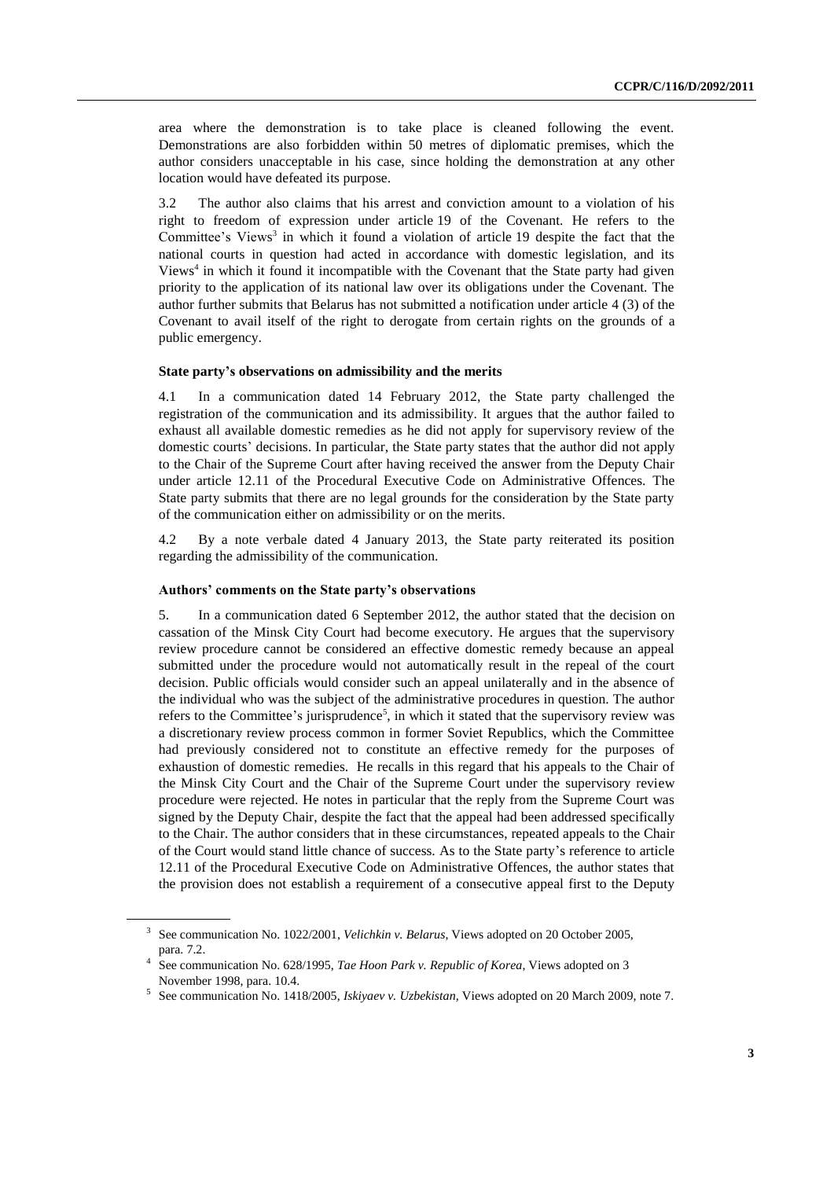area where the demonstration is to take place is cleaned following the event. Demonstrations are also forbidden within 50 metres of diplomatic premises, which the author considers unacceptable in his case, since holding the demonstration at any other location would have defeated its purpose.

3.2 The author also claims that his arrest and conviction amount to a violation of his right to freedom of expression under article 19 of the Covenant. He refers to the Committee's Views[3] in which it found a violation of article 19 despite the fact that the national courts in question had acted in accordance with domestic legislation, and its Views[4] in which it found it incompatible with the Covenant that the State party had given priority to the application of its national law over its obligations under the Covenant. The author further submits that Belarus has not submitted a notification under article 4 (3) of the Covenant to avail itself of the right to derogate from certain rights on the grounds of a public emergency.

### State party's observations on admissibility and the merits

4.1 In a communication dated 14 February 2012, the State party challenged the registration of the communication and its admissibility. It argues that the author failed to exhaust all available domestic remedies as he did not apply for supervisory review of the domestic courts' decisions. In particular, the State party states that the author did not apply to the Chair of the Supreme Court after having received the answer from the Deputy Chair under article 12.11 of the Procedural Executive Code on Administrative Offences. The State party submits that there are no legal grounds for the consideration by the State party of the communication either on admissibility or on the merits.

4.2 By a note verbale dated 4 January 2013, the State party reiterated its position regarding the admissibility of the communication.

### Authors' comments on the State party's observations

5. In a communication dated 6 September 2012, the author stated that the decision on cassation of the Minsk City Court had become executory. He argues that the supervisory review procedure cannot be considered an effective domestic remedy because an appeal submitted under the procedure would not automatically result in the repeal of the court decision. Public officials would consider such an appeal unilaterally and in the absence of the individual who was the subject of the administrative procedures in question. The author refers to the Committee's jurisprudence[5], in which it stated that the supervisory review was a discretionary review process common in former Soviet Republics, which the Committee had previously considered not to constitute an effective remedy for the purposes of exhaustion of domestic remedies. He recalls in this regard that his appeals to the Chair of the Minsk City Court and the Chair of the Supreme Court under the supervisory review procedure were rejected. He notes in particular that the reply from the Supreme Court was signed by the Deputy Chair, despite the fact that the appeal had been addressed specifically to the Chair. The author considers that in these circumstances, repeated appeals to the Chair of the Court would stand little chance of success. As to the State party's reference to article 12.11 of the Procedural Executive Code on Administrative Offences, the author states that the provision does not establish a requirement of a consecutive appeal first to the Deputy

---

[3] See communication No. 1022/2001, *Velichkin v. Belarus*, Views adopted on 20 October 2005, para. 7.2.

[4] See communication No. 628/1995, *Tae Hoon Park v. Republic of Korea*, Views adopted on 3 November 1998, para. 10.4.

[5] See communication No. 1418/2005, *Iskiyaev v. Uzbekistan*, Views adopted on 20 March 2009, note 7.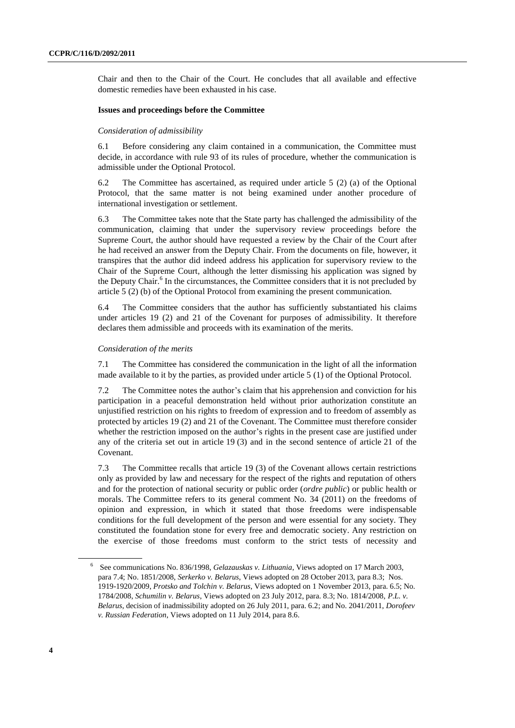Chair and then to the Chair of the Court. He concludes that all available and effective domestic remedies have been exhausted in his case.

### Issues and proceedings before the Committee

#### *Consideration of admissibility*

6.1 Before considering any claim contained in a communication, the Committee must decide, in accordance with rule 93 of its rules of procedure, whether the communication is admissible under the Optional Protocol.

6.2 The Committee has ascertained, as required under article 5 (2) (a) of the Optional Protocol, that the same matter is not being examined under another procedure of international investigation or settlement.

6.3 The Committee takes note that the State party has challenged the admissibility of the communication, claiming that under the supervisory review proceedings before the Supreme Court, the author should have requested a review by the Chair of the Court after he had received an answer from the Deputy Chair. From the documents on file, however, it transpires that the author did indeed address his application for supervisory review to the Chair of the Supreme Court, although the letter dismissing his application was signed by the Deputy Chair.[6] In the circumstances, the Committee considers that it is not precluded by article 5 (2) (b) of the Optional Protocol from examining the present communication.

6.4 The Committee considers that the author has sufficiently substantiated his claims under articles 19 (2) and 21 of the Covenant for purposes of admissibility. It therefore declares them admissible and proceeds with its examination of the merits.

#### *Consideration of the merits*

7.1 The Committee has considered the communication in the light of all the information made available to it by the parties, as provided under article 5 (1) of the Optional Protocol.

7.2 The Committee notes the author's claim that his apprehension and conviction for his participation in a peaceful demonstration held without prior authorization constitute an unjustified restriction on his rights to freedom of expression and to freedom of assembly as protected by articles 19 (2) and 21 of the Covenant. The Committee must therefore consider whether the restriction imposed on the author's rights in the present case are justified under any of the criteria set out in article 19 (3) and in the second sentence of article 21 of the Covenant.

7.3 The Committee recalls that article 19 (3) of the Covenant allows certain restrictions only as provided by law and necessary for the respect of the rights and reputation of others and for the protection of national security or public order (*ordre public*) or public health or morals. The Committee refers to its general comment No. 34 (2011) on the freedoms of opinion and expression, in which it stated that those freedoms were indispensable conditions for the full development of the person and were essential for any society. They constituted the foundation stone for every free and democratic society. Any restriction on the exercise of those freedoms must conform to the strict tests of necessity and

---

[6] See communications No. 836/1998, *Gelazauskas v. Lithuania*, Views adopted on 17 March 2003, para 7.4; No. 1851/2008, *Serkerko v. Belarus*, Views adopted on 28 October 2013, para 8.3; Nos. 1919-1920/2009, *Protsko and Tolchin v. Belarus*, Views adopted on 1 November 2013, para. 6.5; No. 1784/2008, *Schumilin v. Belarus*, Views adopted on 23 July 2012, para. 8.3; No. 1814/2008, *P.L. v. Belarus*, decision of inadmissibility adopted on 26 July 2011, para. 6.2; and No. 2041/2011, *Dorofeev v. Russian Federation*, Views adopted on 11 July 2014, para 8.6.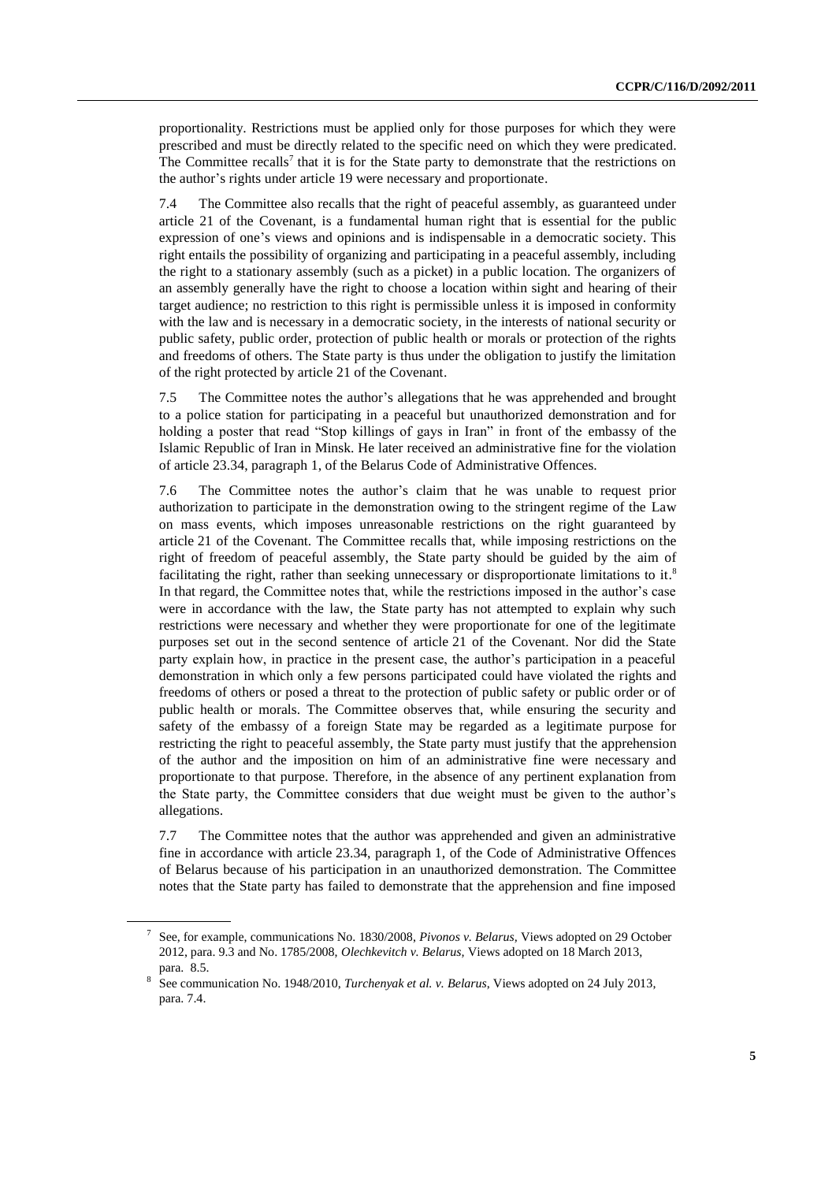proportionality. Restrictions must be applied only for those purposes for which they were prescribed and must be directly related to the specific need on which they were predicated. The Committee recalls[7] that it is for the State party to demonstrate that the restrictions on the author's rights under article 19 were necessary and proportionate.

7.4 The Committee also recalls that the right of peaceful assembly, as guaranteed under article 21 of the Covenant, is a fundamental human right that is essential for the public expression of one's views and opinions and is indispensable in a democratic society. This right entails the possibility of organizing and participating in a peaceful assembly, including the right to a stationary assembly (such as a picket) in a public location. The organizers of an assembly generally have the right to choose a location within sight and hearing of their target audience; no restriction to this right is permissible unless it is imposed in conformity with the law and is necessary in a democratic society, in the interests of national security or public safety, public order, protection of public health or morals or protection of the rights and freedoms of others. The State party is thus under the obligation to justify the limitation of the right protected by article 21 of the Covenant.

7.5 The Committee notes the author's allegations that he was apprehended and brought to a police station for participating in a peaceful but unauthorized demonstration and for holding a poster that read "Stop killings of gays in Iran" in front of the embassy of the Islamic Republic of Iran in Minsk. He later received an administrative fine for the violation of article 23.34, paragraph 1, of the Belarus Code of Administrative Offences.

7.6 The Committee notes the author's claim that he was unable to request prior authorization to participate in the demonstration owing to the stringent regime of the Law on mass events, which imposes unreasonable restrictions on the right guaranteed by article 21 of the Covenant. The Committee recalls that, while imposing restrictions on the right of freedom of peaceful assembly, the State party should be guided by the aim of facilitating the right, rather than seeking unnecessary or disproportionate limitations to it.[8] In that regard, the Committee notes that, while the restrictions imposed in the author's case were in accordance with the law, the State party has not attempted to explain why such restrictions were necessary and whether they were proportionate for one of the legitimate purposes set out in the second sentence of article 21 of the Covenant. Nor did the State party explain how, in practice in the present case, the author's participation in a peaceful demonstration in which only a few persons participated could have violated the rights and freedoms of others or posed a threat to the protection of public safety or public order or of public health or morals. The Committee observes that, while ensuring the security and safety of the embassy of a foreign State may be regarded as a legitimate purpose for restricting the right to peaceful assembly, the State party must justify that the apprehension of the author and the imposition on him of an administrative fine were necessary and proportionate to that purpose. Therefore, in the absence of any pertinent explanation from the State party, the Committee considers that due weight must be given to the author's allegations.

7.7 The Committee notes that the author was apprehended and given an administrative fine in accordance with article 23.34, paragraph 1, of the Code of Administrative Offences of Belarus because of his participation in an unauthorized demonstration. The Committee notes that the State party has failed to demonstrate that the apprehension and fine imposed

---

[7] See, for example, communications No. 1830/2008, *Pivonos v. Belarus*, Views adopted on 29 October 2012, para. 9.3 and No. 1785/2008, *Olechkevitch v. Belarus*, Views adopted on 18 March 2013, para. 8.5.

[8] See communication No. 1948/2010, *Turchenyak et al. v. Belarus*, Views adopted on 24 July 2013, para. 7.4.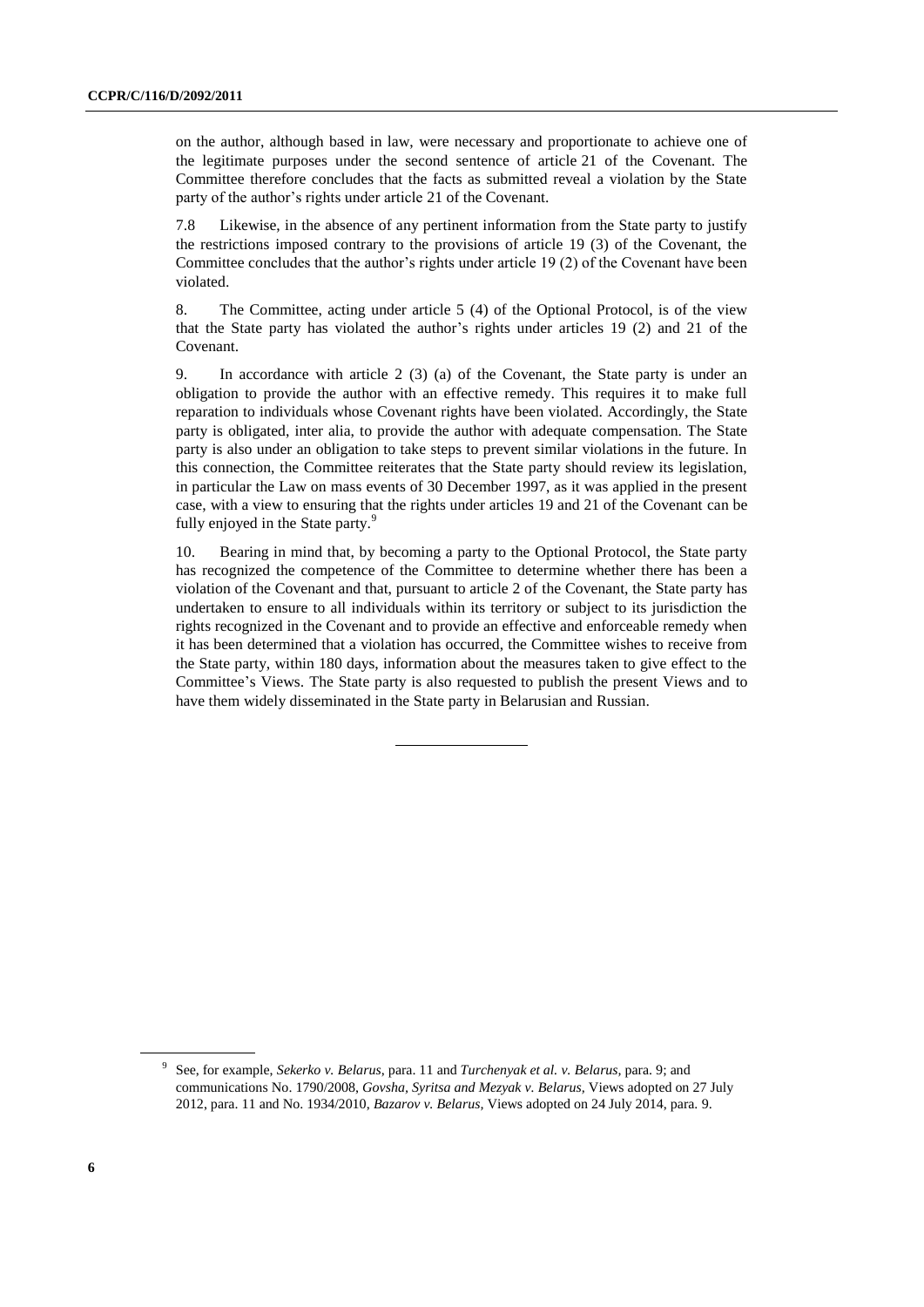on the author, although based in law, were necessary and proportionate to achieve one of the legitimate purposes under the second sentence of article 21 of the Covenant. The Committee therefore concludes that the facts as submitted reveal a violation by the State party of the author's rights under article 21 of the Covenant.

7.8 Likewise, in the absence of any pertinent information from the State party to justify the restrictions imposed contrary to the provisions of article 19 (3) of the Covenant, the Committee concludes that the author's rights under article 19 (2) of the Covenant have been violated.

8. The Committee, acting under article 5 (4) of the Optional Protocol, is of the view that the State party has violated the author's rights under articles 19 (2) and 21 of the Covenant.

9. In accordance with article 2 (3) (a) of the Covenant, the State party is under an obligation to provide the author with an effective remedy. This requires it to make full reparation to individuals whose Covenant rights have been violated. Accordingly, the State party is obligated, inter alia, to provide the author with adequate compensation. The State party is also under an obligation to take steps to prevent similar violations in the future. In this connection, the Committee reiterates that the State party should review its legislation, in particular the Law on mass events of 30 December 1997, as it was applied in the present case, with a view to ensuring that the rights under articles 19 and 21 of the Covenant can be fully enjoyed in the State party.[9]

10. Bearing in mind that, by becoming a party to the Optional Protocol, the State party has recognized the competence of the Committee to determine whether there has been a violation of the Covenant and that, pursuant to article 2 of the Covenant, the State party has undertaken to ensure to all individuals within its territory or subject to its jurisdiction the rights recognized in the Covenant and to provide an effective and enforceable remedy when it has been determined that a violation has occurred, the Committee wishes to receive from the State party, within 180 days, information about the measures taken to give effect to the Committee's Views. The State party is also requested to publish the present Views and to have them widely disseminated in the State party in Belarusian and Russian.

---

[9] See, for example, *Sekerko v. Belarus*, para. 11 and *Turchenyak et al. v. Belarus*, para. 9; and communications No. 1790/2008, *Govsha, Syritsa and Mezyak v. Belarus*, Views adopted on 27 July 2012, para. 11 and No. 1934/2010, *Bazarov v. Belarus*, Views adopted on 24 July 2014, para. 9.